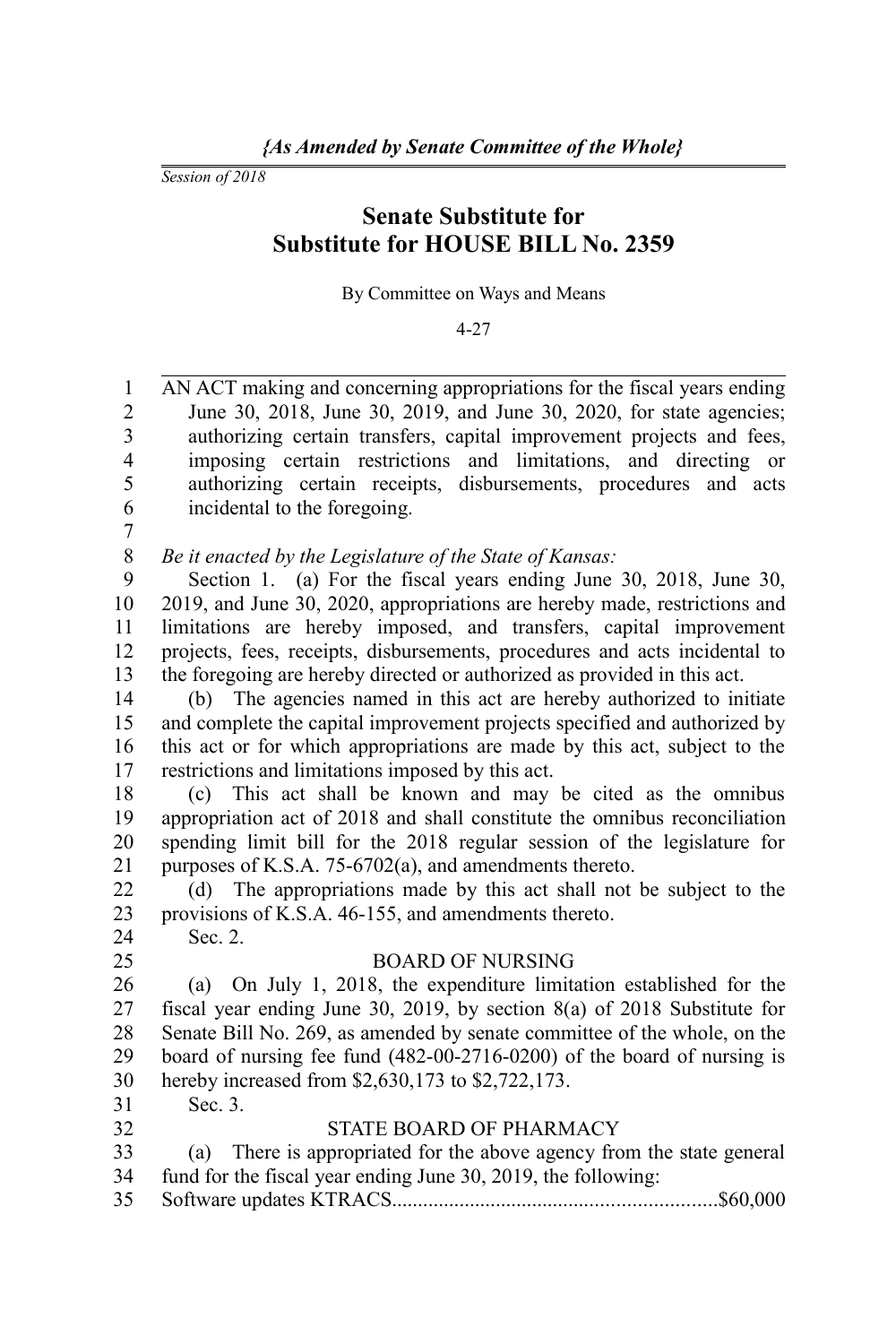*{As Amended by Senate Committee of the Whole}*

*Session of 2018*

# Senate Substitute for Substitute for HOUSE BILL No. 2359

By Committee on Ways and Means

4-27

AN ACT making and concerning appropriations for the fiscal years ending June 30, 2018, June 30, 2019, and June 30, 2020, for state agencies; authorizing certain transfers, capital improvement projects and fees, imposing certain restrictions and limitations, and directing or authorizing certain receipts, disbursements, procedures and acts incidental to the foregoing.

*Be it enacted by the Legislature of the State of Kansas:*

Section 1. (a) For the fiscal years ending June 30, 2018, June 30, 2019, and June 30, 2020, appropriations are hereby made, restrictions and limitations are hereby imposed, and transfers, capital improvement projects, fees, receipts, disbursements, procedures and acts incidental to the foregoing are hereby directed or authorized as provided in this act.

(b) The agencies named in this act are hereby authorized to initiate and complete the capital improvement projects specified and authorized by this act or for which appropriations are made by this act, subject to the restrictions and limitations imposed by this act.

(c) This act shall be known and may be cited as the omnibus appropriation act of 2018 and shall constitute the omnibus reconciliation spending limit bill for the 2018 regular session of the legislature for purposes of K.S.A. 75-6702(a), and amendments thereto.

(d) The appropriations made by this act shall not be subject to the provisions of K.S.A. 46-155, and amendments thereto.

Sec. 2.

BOARD OF NURSING

(a) On July 1, 2018, the expenditure limitation established for the fiscal year ending June 30, 2019, by section 8(a) of 2018 Substitute for Senate Bill No. 269, as amended by senate committee of the whole, on the board of nursing fee fund (482-00-2716-0200) of the board of nursing is hereby increased from $2,630,173 to $2,722,173.

Sec. 3.

STATE BOARD OF PHARMACY

(a) There is appropriated for the above agency from the state general fund for the fiscal year ending June 30, 2019, the following:

Software updates KTRACS..............................................................$60,000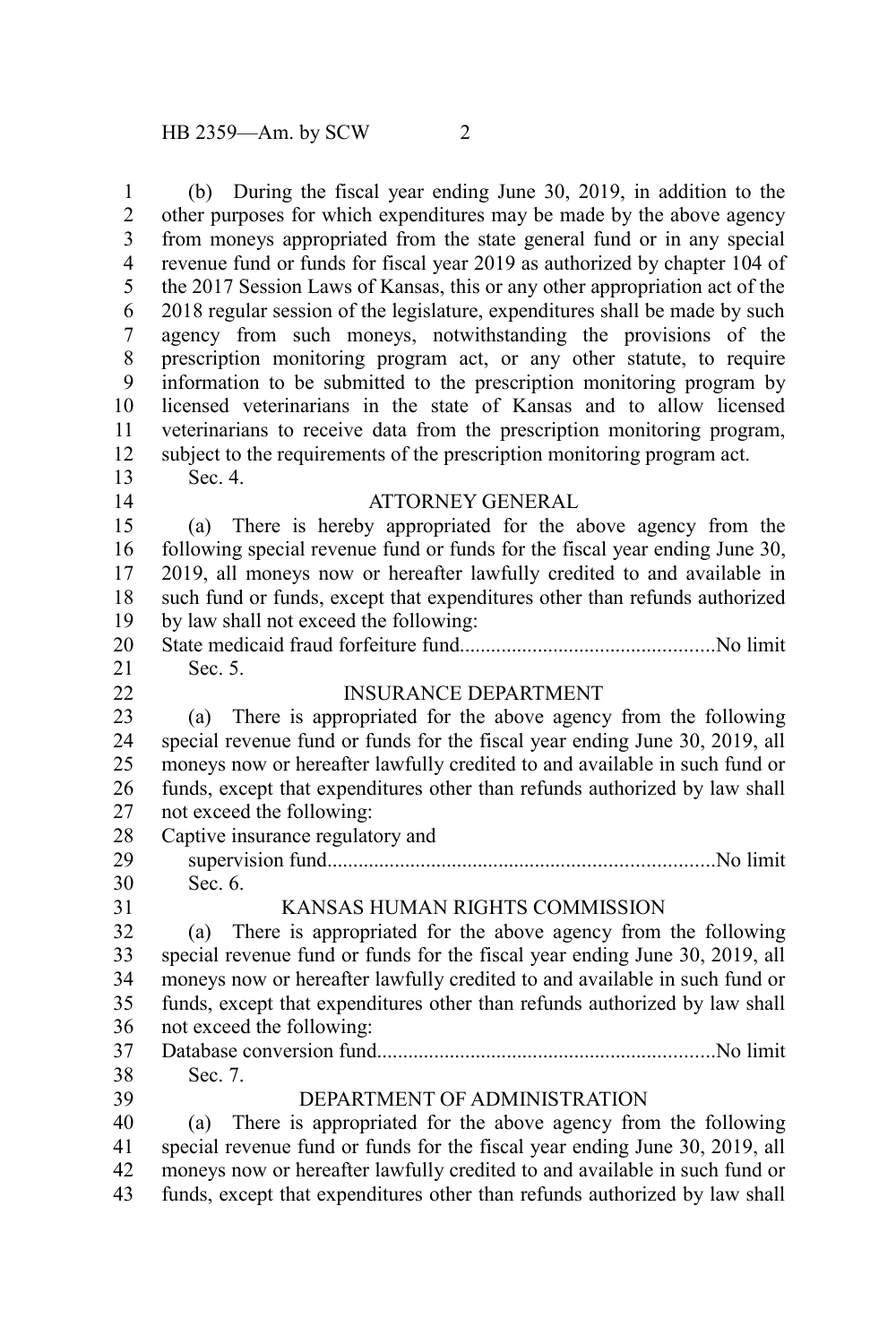(b) During the fiscal year ending June 30, 2019, in addition to the other purposes for which expenditures may be made by the above agency from moneys appropriated from the state general fund or in any special revenue fund or funds for fiscal year 2019 as authorized by chapter 104 of the 2017 Session Laws of Kansas, this or any other appropriation act of the 2018 regular session of the legislature, expenditures shall be made by such agency from such moneys, notwithstanding the provisions of the prescription monitoring program act, or any other statute, to require information to be submitted to the prescription monitoring program by licensed veterinarians in the state of Kansas and to allow licensed veterinarians to receive data from the prescription monitoring program, subject to the requirements of the prescription monitoring program act.

Sec. 4.

ATTORNEY GENERAL

(a) There is hereby appropriated for the above agency from the following special revenue fund or funds for the fiscal year ending June 30, 2019, all moneys now or hereafter lawfully credited to and available in such fund or funds, except that expenditures other than refunds authorized by law shall not exceed the following:

State medicaid fraud forfeiture fund.................................................No limit

Sec. 5.

INSURANCE DEPARTMENT

(a) There is appropriated for the above agency from the following special revenue fund or funds for the fiscal year ending June 30, 2019, all moneys now or hereafter lawfully credited to and available in such fund or funds, except that expenditures other than refunds authorized by law shall not exceed the following:

Captive insurance regulatory and
supervision fund..........................................................................No limit

Sec. 6.

KANSAS HUMAN RIGHTS COMMISSION

(a) There is appropriated for the above agency from the following special revenue fund or funds for the fiscal year ending June 30, 2019, all moneys now or hereafter lawfully credited to and available in such fund or funds, except that expenditures other than refunds authorized by law shall not exceed the following:

Database conversion fund.................................................................No limit

Sec. 7.

DEPARTMENT OF ADMINISTRATION

(a) There is appropriated for the above agency from the following special revenue fund or funds for the fiscal year ending June 30, 2019, all moneys now or hereafter lawfully credited to and available in such fund or funds, except that expenditures other than refunds authorized by law shall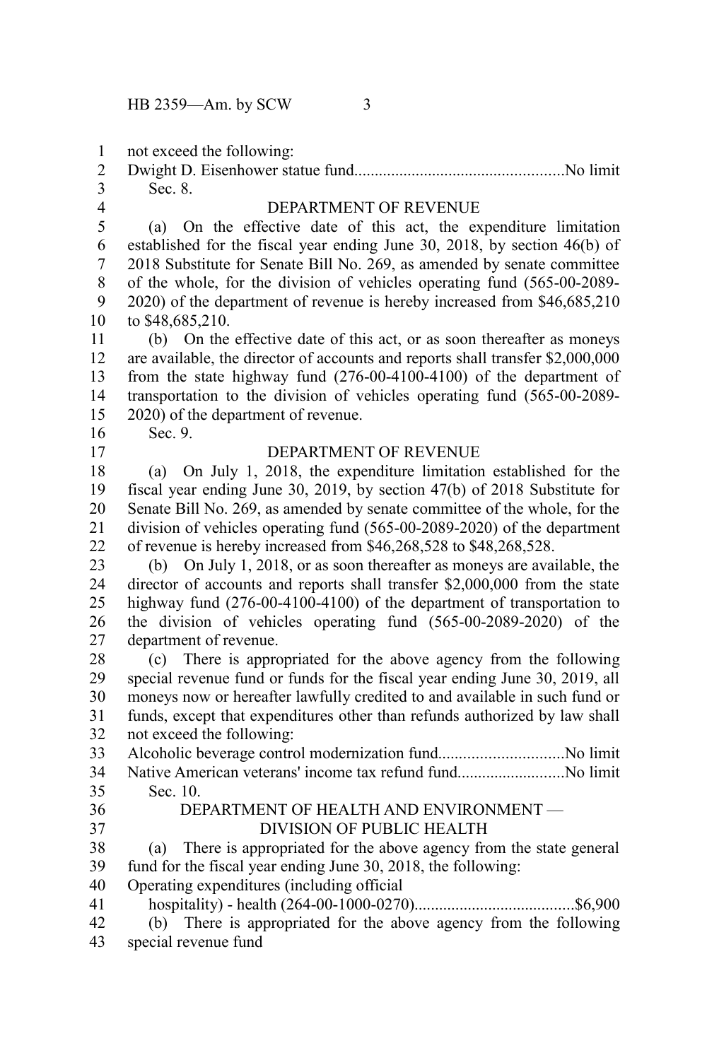not exceed the following:

Dwight D. Eisenhower statue fund....................................................No limit

Sec. 8.

DEPARTMENT OF REVENUE

(a) On the effective date of this act, the expenditure limitation established for the fiscal year ending June 30, 2018, by section 46(b) of 2018 Substitute for Senate Bill No. 269, as amended by senate committee of the whole, for the division of vehicles operating fund (565-00-2089-2020) of the department of revenue is hereby increased from $46,685,210 to $48,685,210.

(b) On the effective date of this act, or as soon thereafter as moneys are available, the director of accounts and reports shall transfer $2,000,000 from the state highway fund (276-00-4100-4100) of the department of transportation to the division of vehicles operating fund (565-00-2089-2020) of the department of revenue.

Sec. 9.

DEPARTMENT OF REVENUE

(a) On July 1, 2018, the expenditure limitation established for the fiscal year ending June 30, 2019, by section 47(b) of 2018 Substitute for Senate Bill No. 269, as amended by senate committee of the whole, for the division of vehicles operating fund (565-00-2089-2020) of the department of revenue is hereby increased from $46,268,528 to $48,268,528.

(b) On July 1, 2018, or as soon thereafter as moneys are available, the director of accounts and reports shall transfer $2,000,000 from the state highway fund (276-00-4100-4100) of the department of transportation to the division of vehicles operating fund (565-00-2089-2020) of the department of revenue.

(c) There is appropriated for the above agency from the following special revenue fund or funds for the fiscal year ending June 30, 2019, all moneys now or hereafter lawfully credited to and available in such fund or funds, except that expenditures other than refunds authorized by law shall not exceed the following:

Alcoholic beverage control modernization fund..............................No limit

Native American veterans' income tax refund fund..........................No limit

Sec. 10.

DEPARTMENT OF HEALTH AND ENVIRONMENT —
DIVISION OF PUBLIC HEALTH

(a) There is appropriated for the above agency from the state general fund for the fiscal year ending June 30, 2018, the following:

Operating expenditures (including official
hospitality) - health (264-00-1000-0270).......................................$6,900

(b) There is appropriated for the above agency from the following special revenue fund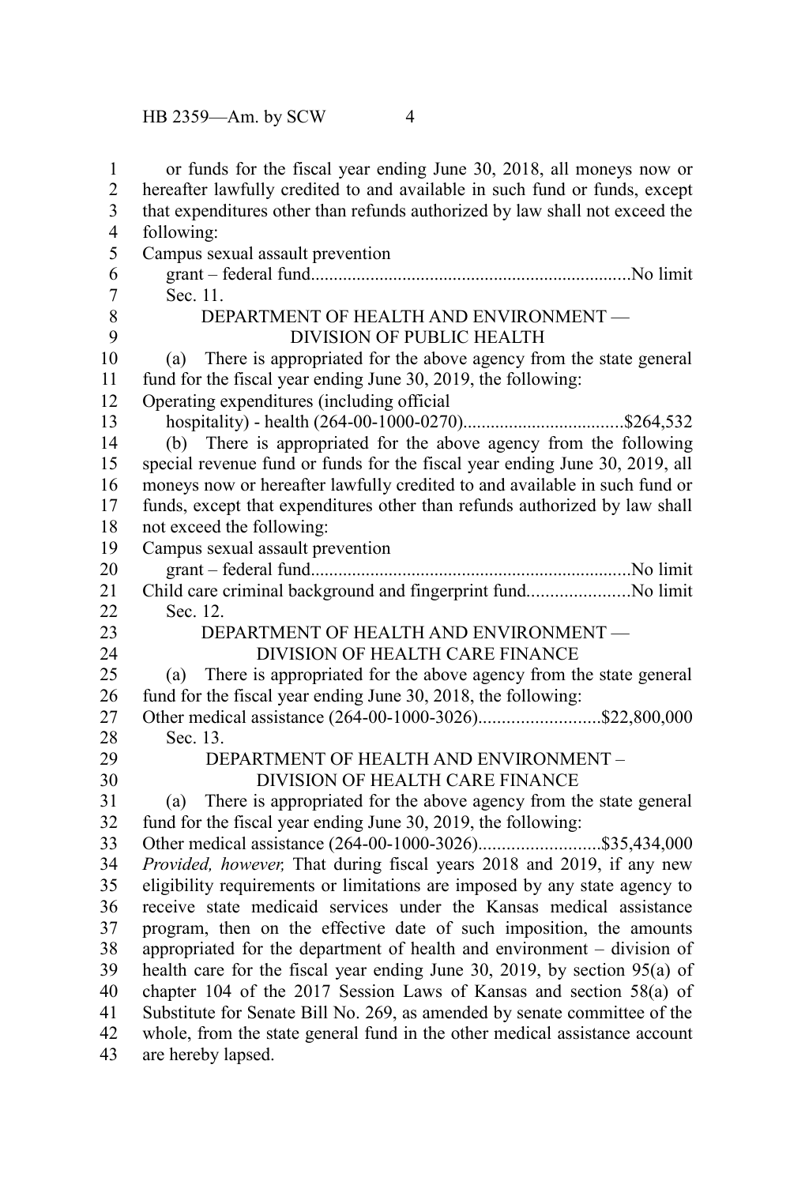or funds for the fiscal year ending June 30, 2018, all moneys now or hereafter lawfully credited to and available in such fund or funds, except that expenditures other than refunds authorized by law shall not exceed the following:

Campus sexual assault prevention grant – federal fund....................................................................No limit

Sec. 11.

DEPARTMENT OF HEALTH AND ENVIRONMENT — DIVISION OF PUBLIC HEALTH

(a) There is appropriated for the above agency from the state general fund for the fiscal year ending June 30, 2019, the following:

Operating expenditures (including official hospitality) - health (264-00-1000-0270)..................................$264,532

(b) There is appropriated for the above agency from the following special revenue fund or funds for the fiscal year ending June 30, 2019, all moneys now or hereafter lawfully credited to and available in such fund or funds, except that expenditures other than refunds authorized by law shall not exceed the following:

Campus sexual assault prevention grant – federal fund....................................................................No limit

Child care criminal background and fingerprint fund......................No limit

Sec. 12.

DEPARTMENT OF HEALTH AND ENVIRONMENT — DIVISION OF HEALTH CARE FINANCE

(a) There is appropriated for the above agency from the state general fund for the fiscal year ending June 30, 2018, the following:

Other medical assistance (264-00-1000-3026)..........................$22,800,000

Sec. 13.

DEPARTMENT OF HEALTH AND ENVIRONMENT – DIVISION OF HEALTH CARE FINANCE

(a) There is appropriated for the above agency from the state general fund for the fiscal year ending June 30, 2019, the following:

Other medical assistance (264-00-1000-3026)..........................$35,434,000

*Provided, however,* That during fiscal years 2018 and 2019, if any new eligibility requirements or limitations are imposed by any state agency to receive state medicaid services under the Kansas medical assistance program, then on the effective date of such imposition, the amounts appropriated for the department of health and environment – division of health care for the fiscal year ending June 30, 2019, by section 95(a) of chapter 104 of the 2017 Session Laws of Kansas and section 58(a) of Substitute for Senate Bill No. 269, as amended by senate committee of the whole, from the state general fund in the other medical assistance account are hereby lapsed.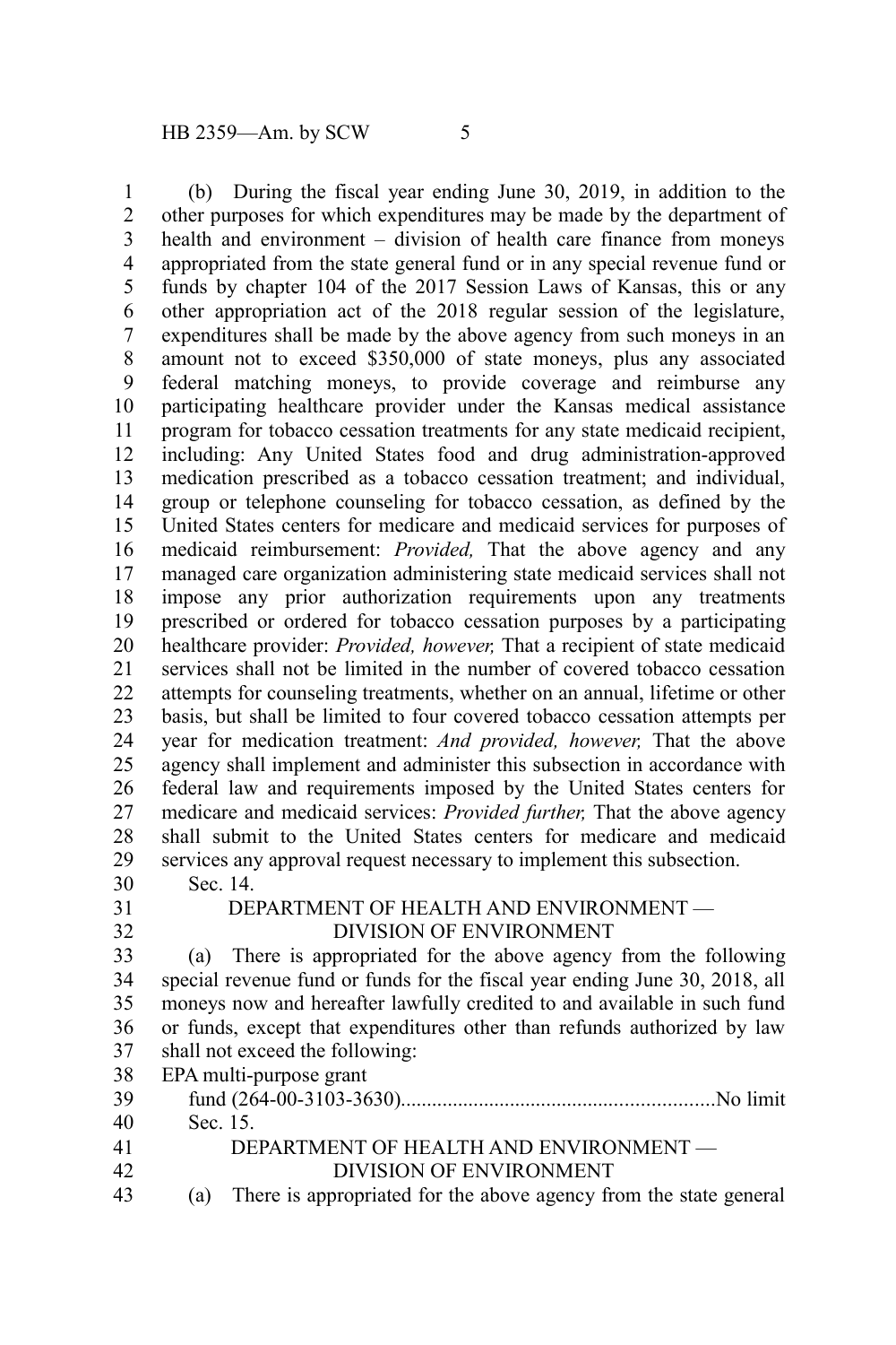(b) During the fiscal year ending June 30, 2019, in addition to the other purposes for which expenditures may be made by the department of health and environment – division of health care finance from moneys appropriated from the state general fund or in any special revenue fund or funds by chapter 104 of the 2017 Session Laws of Kansas, this or any other appropriation act of the 2018 regular session of the legislature, expenditures shall be made by the above agency from such moneys in an amount not to exceed $350,000 of state moneys, plus any associated federal matching moneys, to provide coverage and reimburse any participating healthcare provider under the Kansas medical assistance program for tobacco cessation treatments for any state medicaid recipient, including: Any United States food and drug administration-approved medication prescribed as a tobacco cessation treatment; and individual, group or telephone counseling for tobacco cessation, as defined by the United States centers for medicare and medicaid services for purposes of medicaid reimbursement: *Provided,* That the above agency and any managed care organization administering state medicaid services shall not impose any prior authorization requirements upon any treatments prescribed or ordered for tobacco cessation purposes by a participating healthcare provider: *Provided, however,* That a recipient of state medicaid services shall not be limited in the number of covered tobacco cessation attempts for counseling treatments, whether on an annual, lifetime or other basis, but shall be limited to four covered tobacco cessation attempts per year for medication treatment: *And provided, however,* That the above agency shall implement and administer this subsection in accordance with federal law and requirements imposed by the United States centers for medicare and medicaid services: *Provided further,* That the above agency shall submit to the United States centers for medicare and medicaid services any approval request necessary to implement this subsection.

Sec. 14.

DEPARTMENT OF HEALTH AND ENVIRONMENT — DIVISION OF ENVIRONMENT

(a) There is appropriated for the above agency from the following special revenue fund or funds for the fiscal year ending June 30, 2018, all moneys now and hereafter lawfully credited to and available in such fund or funds, except that expenditures other than refunds authorized by law shall not exceed the following:

EPA multi-purpose grant fund (264-00-3103-3630)............................................................No limit

Sec. 15.

DEPARTMENT OF HEALTH AND ENVIRONMENT — DIVISION OF ENVIRONMENT

(a) There is appropriated for the above agency from the state general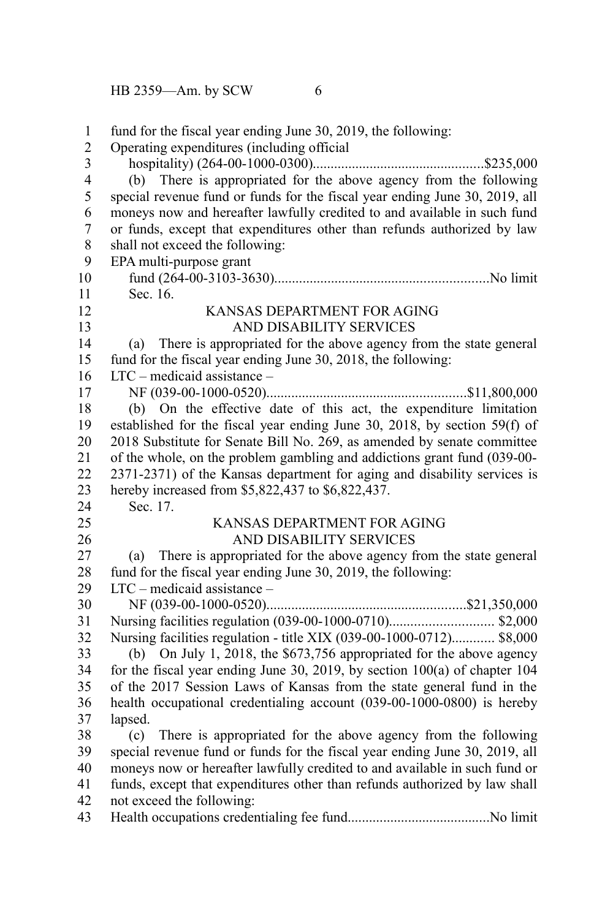fund for the fiscal year ending June 30, 2019, the following:

Operating expenditures (including official hospitality) (264-00-1000-0300)................................................$235,000

(b) There is appropriated for the above agency from the following special revenue fund or funds for the fiscal year ending June 30, 2019, all moneys now and hereafter lawfully credited to and available in such fund or funds, except that expenditures other than refunds authorized by law shall not exceed the following:

EPA multi-purpose grant fund (264-00-3103-3630)............................................................No limit

Sec. 16.

KANSAS DEPARTMENT FOR AGING AND DISABILITY SERVICES

(a) There is appropriated for the above agency from the state general fund for the fiscal year ending June 30, 2018, the following:

LTC – medicaid assistance – NF (039-00-1000-0520)........................................................$11,800,000

(b) On the effective date of this act, the expenditure limitation established for the fiscal year ending June 30, 2018, by section 59(f) of 2018 Substitute for Senate Bill No. 269, as amended by senate committee of the whole, on the problem gambling and addictions grant fund (039-00-2371-2371) of the Kansas department for aging and disability services is hereby increased from $5,822,437 to $6,822,437.

Sec. 17.

KANSAS DEPARTMENT FOR AGING AND DISABILITY SERVICES

(a) There is appropriated for the above agency from the state general fund for the fiscal year ending June 30, 2019, the following:

LTC – medicaid assistance – NF (039-00-1000-0520)........................................................$21,350,000

Nursing facilities regulation (039-00-1000-0710)............................. $2,000

Nursing facilities regulation - title XIX (039-00-1000-0712)............ $8,000

(b) On July 1, 2018, the $673,756 appropriated for the above agency for the fiscal year ending June 30, 2019, by section 100(a) of chapter 104 of the 2017 Session Laws of Kansas from the state general fund in the health occupational credentialing account (039-00-1000-0800) is hereby lapsed.

(c) There is appropriated for the above agency from the following special revenue fund or funds for the fiscal year ending June 30, 2019, all moneys now or hereafter lawfully credited to and available in such fund or funds, except that expenditures other than refunds authorized by law shall not exceed the following:

Health occupations credentialing fee fund.......................................No limit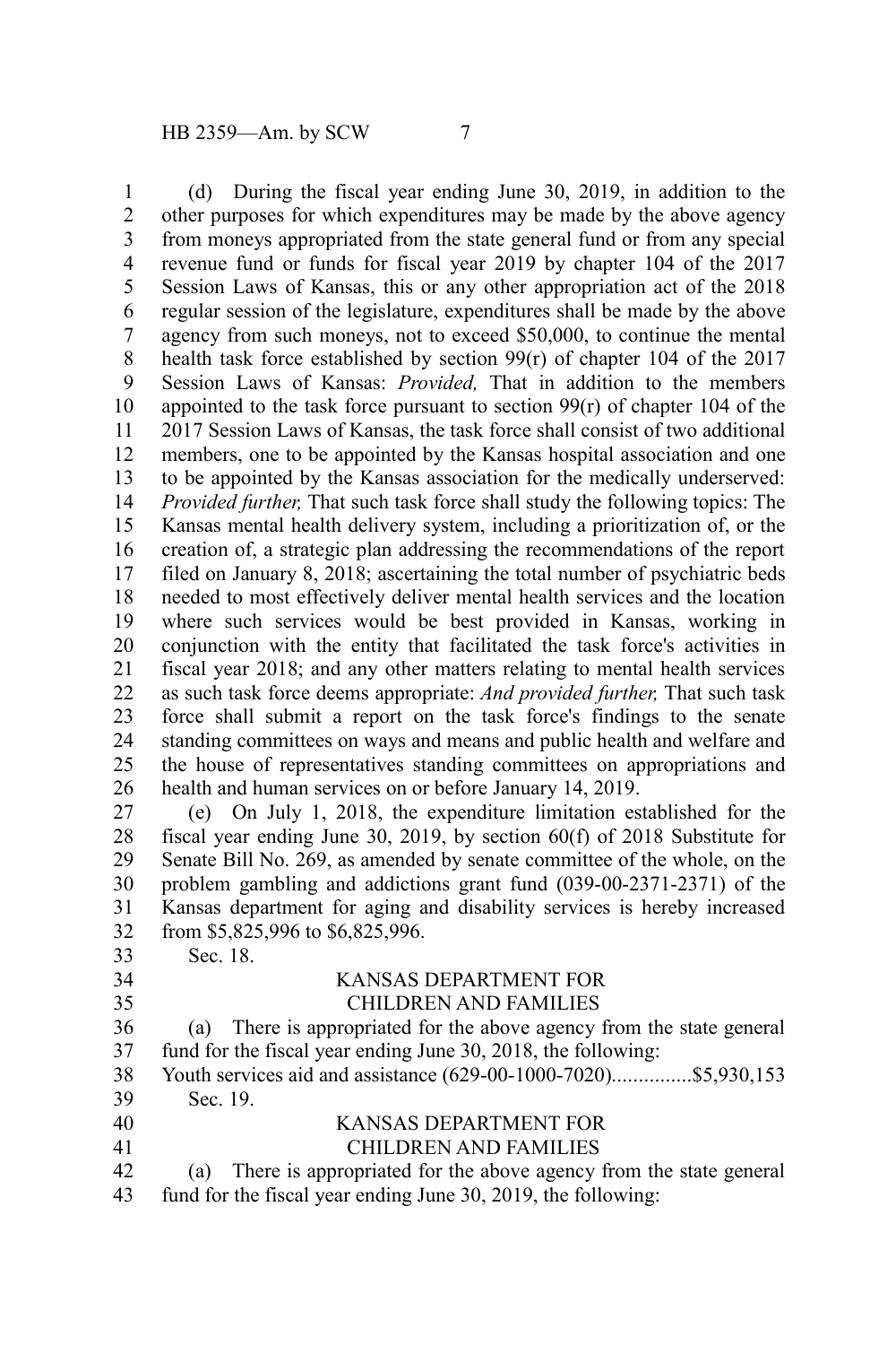(d) During the fiscal year ending June 30, 2019, in addition to the other purposes for which expenditures may be made by the above agency from moneys appropriated from the state general fund or from any special revenue fund or funds for fiscal year 2019 by chapter 104 of the 2017 Session Laws of Kansas, this or any other appropriation act of the 2018 regular session of the legislature, expenditures shall be made by the above agency from such moneys, not to exceed $50,000, to continue the mental health task force established by section 99(r) of chapter 104 of the 2017 Session Laws of Kansas: *Provided,* That in addition to the members appointed to the task force pursuant to section 99(r) of chapter 104 of the 2017 Session Laws of Kansas, the task force shall consist of two additional members, one to be appointed by the Kansas hospital association and one to be appointed by the Kansas association for the medically underserved: *Provided further,* That such task force shall study the following topics: The Kansas mental health delivery system, including a prioritization of, or the creation of, a strategic plan addressing the recommendations of the report filed on January 8, 2018; ascertaining the total number of psychiatric beds needed to most effectively deliver mental health services and the location where such services would be best provided in Kansas, working in conjunction with the entity that facilitated the task force's activities in fiscal year 2018; and any other matters relating to mental health services as such task force deems appropriate: *And provided further,* That such task force shall submit a report on the task force's findings to the senate standing committees on ways and means and public health and welfare and the house of representatives standing committees on appropriations and health and human services on or before January 14, 2019.

(e) On July 1, 2018, the expenditure limitation established for the fiscal year ending June 30, 2019, by section 60(f) of 2018 Substitute for Senate Bill No. 269, as amended by senate committee of the whole, on the problem gambling and addictions grant fund (039-00-2371-2371) of the Kansas department for aging and disability services is hereby increased from $5,825,996 to $6,825,996.

Sec. 18.

KANSAS DEPARTMENT FOR
CHILDREN AND FAMILIES

(a) There is appropriated for the above agency from the state general fund for the fiscal year ending June 30, 2018, the following:

Youth services aid and assistance (629-00-1000-7020)...............$5,930,153

Sec. 19.

KANSAS DEPARTMENT FOR
CHILDREN AND FAMILIES

(a) There is appropriated for the above agency from the state general fund for the fiscal year ending June 30, 2019, the following: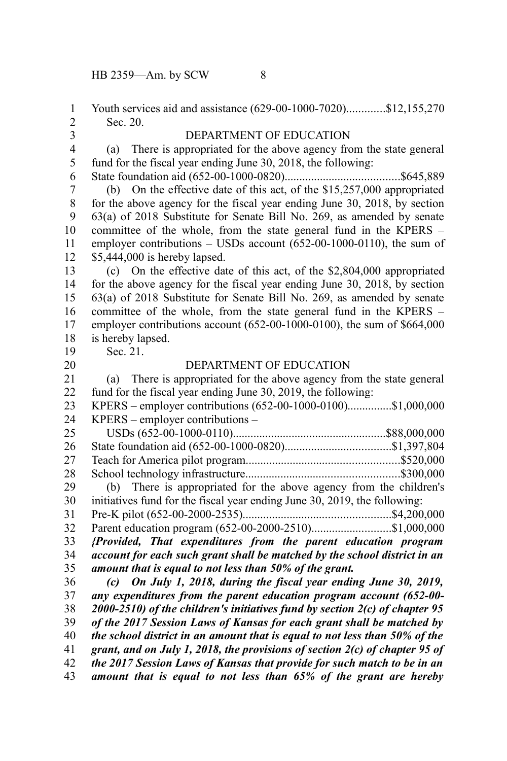Youth services aid and assistance (629-00-1000-7020).............$12,155,270

Sec. 20.

DEPARTMENT OF EDUCATION

(a) There is appropriated for the above agency from the state general fund for the fiscal year ending June 30, 2018, the following:

State foundation aid (652-00-1000-0820).......................................$645,889

(b) On the effective date of this act, of the $15,257,000 appropriated for the above agency for the fiscal year ending June 30, 2018, by section 63(a) of 2018 Substitute for Senate Bill No. 269, as amended by senate committee of the whole, from the state general fund in the KPERS – employer contributions – USDs account (652-00-1000-0110), the sum of $5,444,000 is hereby lapsed.

(c) On the effective date of this act, of the $2,804,000 appropriated for the above agency for the fiscal year ending June 30, 2018, by section 63(a) of 2018 Substitute for Senate Bill No. 269, as amended by senate committee of the whole, from the state general fund in the KPERS – employer contributions account (652-00-1000-0100), the sum of $664,000 is hereby lapsed.

Sec. 21.

DEPARTMENT OF EDUCATION

(a) There is appropriated for the above agency from the state general fund for the fiscal year ending June 30, 2019, the following:

KPERS – employer contributions (652-00-1000-0100)...............$1,000,000

KPERS – employer contributions –
USDs (652-00-1000-0110)....................................................$88,000,000

State foundation aid (652-00-1000-0820)....................................$1,397,804

Teach for America pilot program....................................................$520,000

School technology infrastructure....................................................$300,000

(b) There is appropriated for the above agency from the children's initiatives fund for the fiscal year ending June 30, 2019, the following:

Pre-K pilot (652-00-2000-2535)..................................................$4,200,000

Parent education program (652-00-2000-2510)...........................$1,000,000

***{Provided, That expenditures from the parent education program account for each such grant shall be matched by the school district in an amount that is equal to not less than 50% of the grant.***

***(c) On July 1, 2018, during the fiscal year ending June 30, 2019, any expenditures from the parent education program account (652-00-2000-2510) of the children's initiatives fund by section 2(c) of chapter 95 of the 2017 Session Laws of Kansas for each grant shall be matched by the school district in an amount that is equal to not less than 50% of the grant, and on July 1, 2018, the provisions of section 2(c) of chapter 95 of the 2017 Session Laws of Kansas that provide for such match to be in an amount that is equal to not less than 65% of the grant are hereby***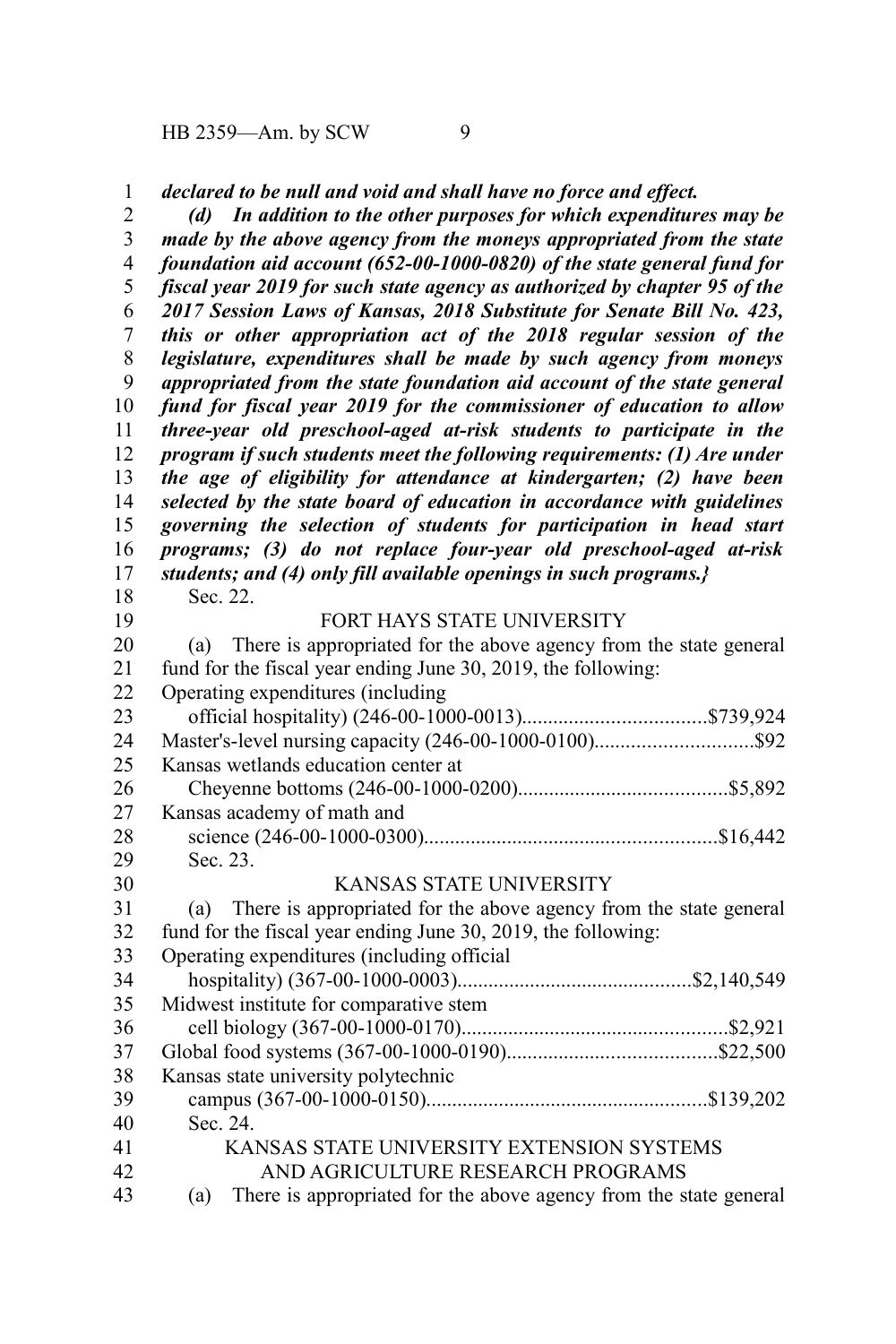***declared to be null and void and shall have no force and effect.***

***(d) In addition to the other purposes for which expenditures may be made by the above agency from the moneys appropriated from the state foundation aid account (652-00-1000-0820) of the state general fund for fiscal year 2019 for such state agency as authorized by chapter 95 of the 2017 Session Laws of Kansas, 2018 Substitute for Senate Bill No. 423, this or other appropriation act of the 2018 regular session of the legislature, expenditures shall be made by such agency from moneys appropriated from the state foundation aid account of the state general fund for fiscal year 2019 for the commissioner of education to allow three-year old preschool-aged at-risk students to participate in the program if such students meet the following requirements: (1) Are under the age of eligibility for attendance at kindergarten; (2) have been selected by the state board of education in accordance with guidelines governing the selection of students for participation in head start programs; (3) do not replace four-year old preschool-aged at-risk students; and (4) only fill available openings in such programs.}***

Sec. 22.

FORT HAYS STATE UNIVERSITY

(a) There is appropriated for the above agency from the state general fund for the fiscal year ending June 30, 2019, the following:

Operating expenditures (including official hospitality) (246-00-1000-0013)....................................$739,924
Master's-level nursing capacity (246-00-1000-0100)..............................$92
Kansas wetlands education center at Cheyenne bottoms (246-00-1000-0200)........................................$5,892
Kansas academy of math and science (246-00-1000-0300)........................................................$16,442

Sec. 23.

KANSAS STATE UNIVERSITY

(a) There is appropriated for the above agency from the state general fund for the fiscal year ending June 30, 2019, the following:

Operating expenditures (including official hospitality) (367-00-1000-0003)............................................$2,140,549
Midwest institute for comparative stem cell biology (367-00-1000-0170)...................................................$2,921
Global food systems (367-00-1000-0190).........................................$22,500
Kansas state university polytechnic campus (367-00-1000-0150)......................................................$139,202

Sec. 24.

KANSAS STATE UNIVERSITY EXTENSION SYSTEMS AND AGRICULTURE RESEARCH PROGRAMS

(a) There is appropriated for the above agency from the state general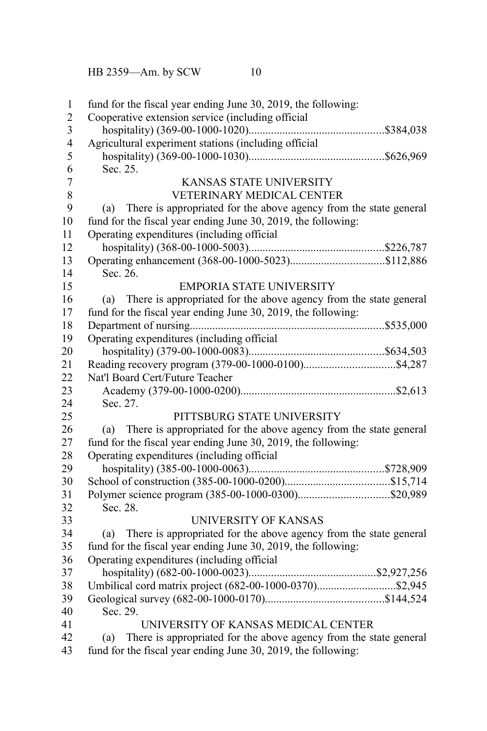fund for the fiscal year ending June 30, 2019, the following:

Cooperative extension service (including official hospitality) (369-00-1000-1020)...............................................$384,038

Agricultural experiment stations (including official hospitality) (369-00-1000-1030)...............................................$626,969

Sec. 25.

## KANSAS STATE UNIVERSITY VETERINARY MEDICAL CENTER

(a) There is appropriated for the above agency from the state general fund for the fiscal year ending June 30, 2019, the following:

Operating expenditures (including official hospitality) (368-00-1000-5003)...............................................$226,787

Operating enhancement (368-00-1000-5023).................................$112,886

Sec. 26.

## EMPORIA STATE UNIVERSITY

(a) There is appropriated for the above agency from the state general fund for the fiscal year ending June 30, 2019, the following:

Department of nursing....................................................................$535,000

Operating expenditures (including official hospitality) (379-00-1000-0083)...............................................$634,503

Reading recovery program (379-00-1000-0100)................................$4,287

Nat'l Board Cert/Future Teacher Academy (379-00-1000-0200)......................................................$2,613

Sec. 27.

## PITTSBURG STATE UNIVERSITY

(a) There is appropriated for the above agency from the state general fund for the fiscal year ending June 30, 2019, the following:

Operating expenditures (including official hospitality) (385-00-1000-0063)...............................................$728,909

School of construction (385-00-1000-0200).....................................$15,714

Polymer science program (385-00-1000-0300)................................$20,989

Sec. 28.

## UNIVERSITY OF KANSAS

(a) There is appropriated for the above agency from the state general fund for the fiscal year ending June 30, 2019, the following:

Operating expenditures (including official hospitality) (682-00-1000-0023)............................................$2,927,256

Umbilical cord matrix project (682-00-1000-0370)...........................$2,945

Geological survey (682-00-1000-0170)..........................................$144,524

Sec. 29.

## UNIVERSITY OF KANSAS MEDICAL CENTER

(a) There is appropriated for the above agency from the state general fund for the fiscal year ending June 30, 2019, the following: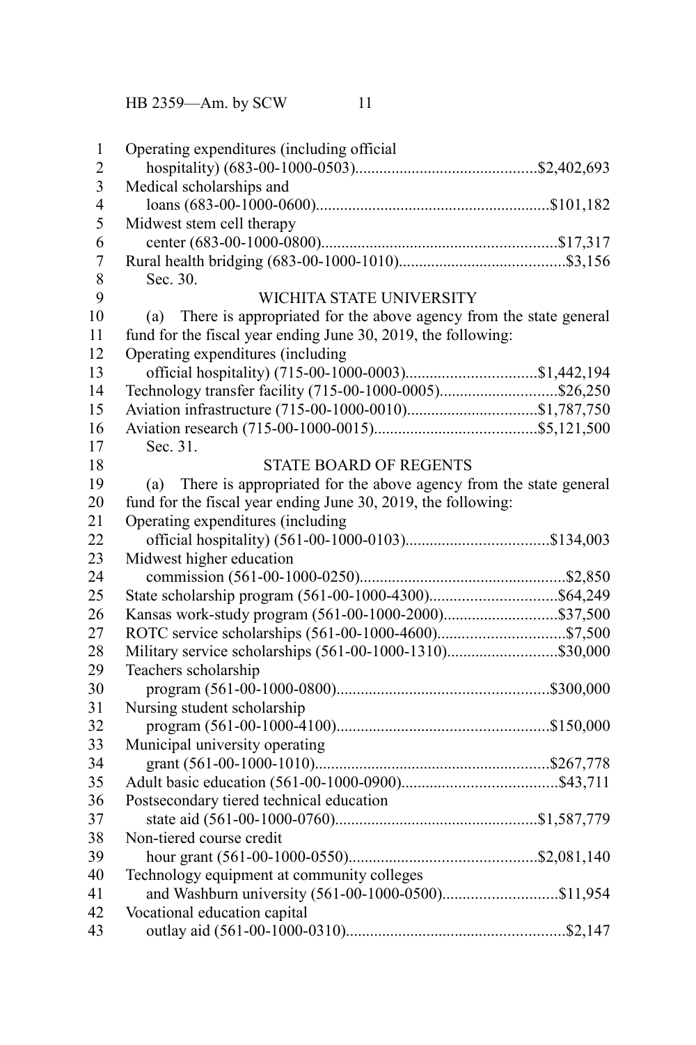Operating expenditures (including official hospitality) (683-00-1000-0503).............................................$2,402,693

Medical scholarships and loans (683-00-1000-0600).........................................................$101,182

Midwest stem cell therapy center (683-00-1000-0800)..........................................................$17,317

Rural health bridging (683-00-1000-1010).........................................$3,156

Sec. 30.

## WICHITA STATE UNIVERSITY

(a) There is appropriated for the above agency from the state general fund for the fiscal year ending June 30, 2019, the following:

Operating expenditures (including official hospitality) (715-00-1000-0003)................................$1,442,194

Technology transfer facility (715-00-1000-0005).............................$26,250

Aviation infrastructure (715-00-1000-0010)................................$1,787,750

Aviation research (715-00-1000-0015)........................................$5,121,500

Sec. 31.

## STATE BOARD OF REGENTS

(a) There is appropriated for the above agency from the state general fund for the fiscal year ending June 30, 2019, the following:

Operating expenditures (including official hospitality) (561-00-1000-0103)...................................$134,003

Midwest higher education commission (561-00-1000-0250)..................................................$2,850

State scholarship program (561-00-1000-4300)...............................$64,249

Kansas work-study program (561-00-1000-2000)............................$37,500

ROTC service scholarships (561-00-1000-4600)................................$7,500

Military service scholarships (561-00-1000-1310)...........................$30,000

Teachers scholarship program (561-00-1000-0800)....................................................$300,000

Nursing student scholarship program (561-00-1000-4100)....................................................$150,000

Municipal university operating grant (561-00-1000-1010)..........................................................$267,778

Adult basic education (561-00-1000-0900)......................................$43,711

Postsecondary tiered technical education state aid (561-00-1000-0760)..................................................$1,587,779

Non-tiered course credit hour grant (561-00-1000-0550)..............................................$2,081,140

Technology equipment at community colleges and Washburn university (561-00-1000-0500)............................$11,954

Vocational education capital outlay aid (561-00-1000-0310)......................................................$2,147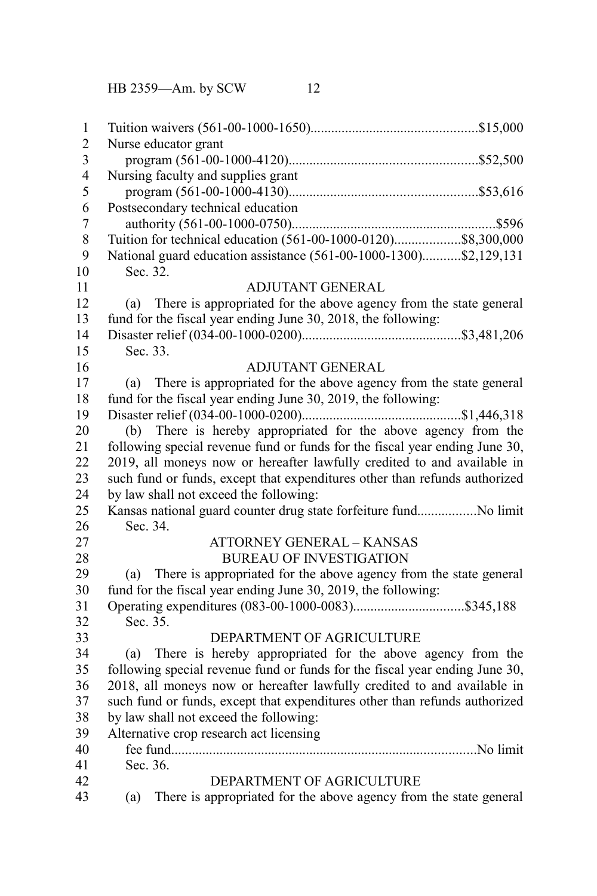Tuition waivers (561-00-1000-1650)................................................$15,000
Nurse educator grant
program (561-00-1000-4120)......................................................$52,500
Nursing faculty and supplies grant
program (561-00-1000-4130)......................................................$53,616
Postsecondary technical education
authority (561-00-1000-0750)..........................................................$596
Tuition for technical education (561-00-1000-0120)...................$8,300,000
National guard education assistance (561-00-1000-1300)...........$2,129,131

Sec. 32.

ADJUTANT GENERAL

(a) There is appropriated for the above agency from the state general fund for the fiscal year ending June 30, 2018, the following:

Disaster relief (034-00-1000-0200).............................................$3,481,206

Sec. 33.

ADJUTANT GENERAL

(a) There is appropriated for the above agency from the state general fund for the fiscal year ending June 30, 2019, the following:

Disaster relief (034-00-1000-0200).............................................$1,446,318

(b) There is hereby appropriated for the above agency from the following special revenue fund or funds for the fiscal year ending June 30, 2019, all moneys now or hereafter lawfully credited to and available in such fund or funds, except that expenditures other than refunds authorized by law shall not exceed the following:

Kansas national guard counter drug state forfeiture fund.................No limit

Sec. 34.

ATTORNEY GENERAL – KANSAS BUREAU OF INVESTIGATION

(a) There is appropriated for the above agency from the state general fund for the fiscal year ending June 30, 2019, the following:

Operating expenditures (083-00-1000-0083)................................$345,188

Sec. 35.

DEPARTMENT OF AGRICULTURE

(a) There is hereby appropriated for the above agency from the following special revenue fund or funds for the fiscal year ending June 30, 2018, all moneys now or hereafter lawfully credited to and available in such fund or funds, except that expenditures other than refunds authorized by law shall not exceed the following:

Alternative crop research act licensing
fee fund........................................................................................No limit

Sec. 36.

DEPARTMENT OF AGRICULTURE

(a) There is appropriated for the above agency from the state general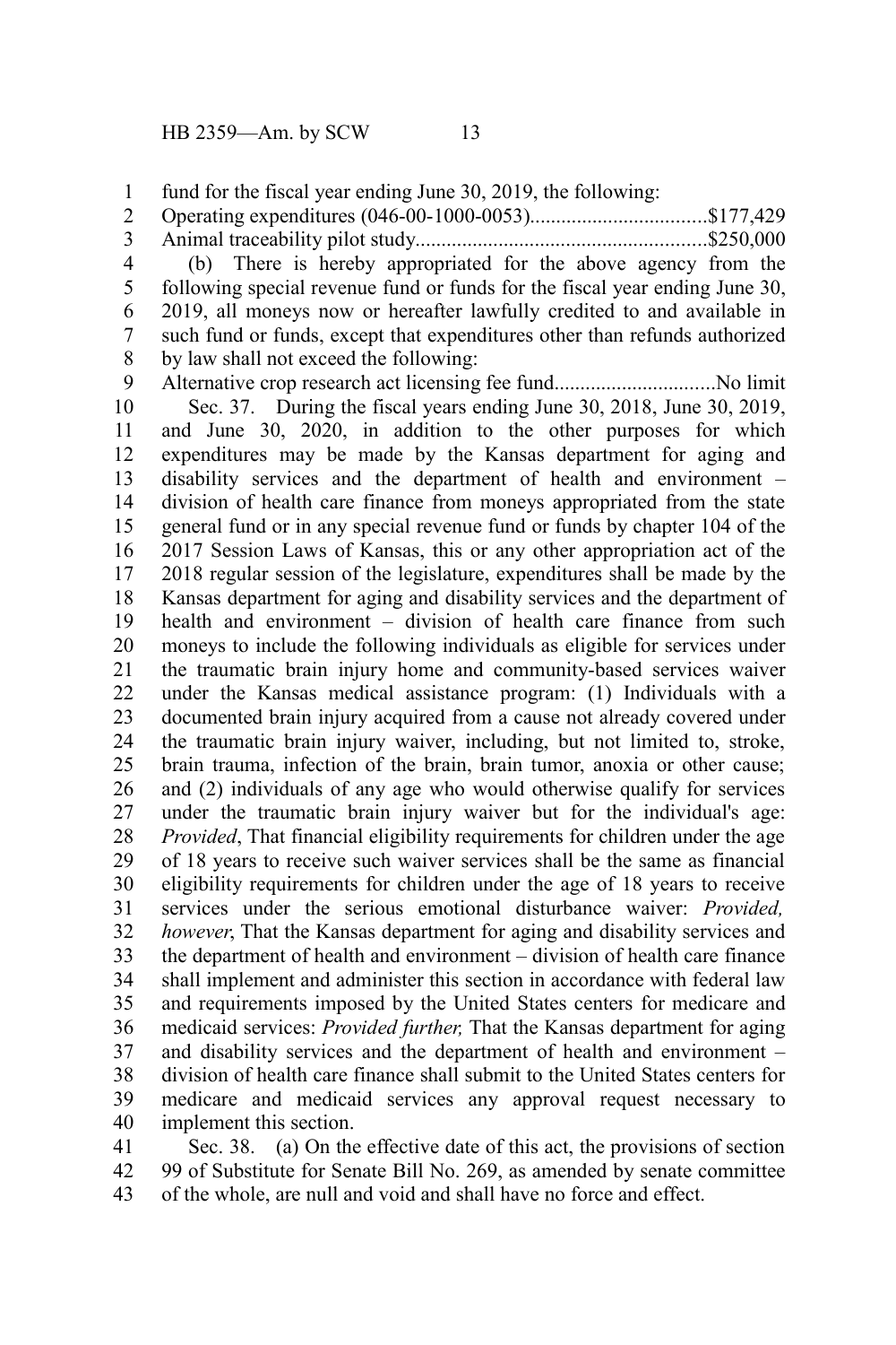fund for the fiscal year ending June 30, 2019, the following:

Operating expenditures (046-00-1000-0053)..................................$177,429

Animal traceability pilot study........................................................$250,000

(b) There is hereby appropriated for the above agency from the following special revenue fund or funds for the fiscal year ending June 30, 2019, all moneys now or hereafter lawfully credited to and available in such fund or funds, except that expenditures other than refunds authorized by law shall not exceed the following:

Alternative crop research act licensing fee fund...............................No limit

Sec. 37. During the fiscal years ending June 30, 2018, June 30, 2019, and June 30, 2020, in addition to the other purposes for which expenditures may be made by the Kansas department for aging and disability services and the department of health and environment – division of health care finance from moneys appropriated from the state general fund or in any special revenue fund or funds by chapter 104 of the 2017 Session Laws of Kansas, this or any other appropriation act of the 2018 regular session of the legislature, expenditures shall be made by the Kansas department for aging and disability services and the department of health and environment – division of health care finance from such moneys to include the following individuals as eligible for services under the traumatic brain injury home and community-based services waiver under the Kansas medical assistance program: (1) Individuals with a documented brain injury acquired from a cause not already covered under the traumatic brain injury waiver, including, but not limited to, stroke, brain trauma, infection of the brain, brain tumor, anoxia or other cause; and (2) individuals of any age who would otherwise qualify for services under the traumatic brain injury waiver but for the individual's age: *Provided*, That financial eligibility requirements for children under the age of 18 years to receive such waiver services shall be the same as financial eligibility requirements for children under the age of 18 years to receive services under the serious emotional disturbance waiver: *Provided, however*, That the Kansas department for aging and disability services and the department of health and environment – division of health care finance shall implement and administer this section in accordance with federal law and requirements imposed by the United States centers for medicare and medicaid services: *Provided further,* That the Kansas department for aging and disability services and the department of health and environment – division of health care finance shall submit to the United States centers for medicare and medicaid services any approval request necessary to implement this section.

Sec. 38. (a) On the effective date of this act, the provisions of section 99 of Substitute for Senate Bill No. 269, as amended by senate committee of the whole, are null and void and shall have no force and effect.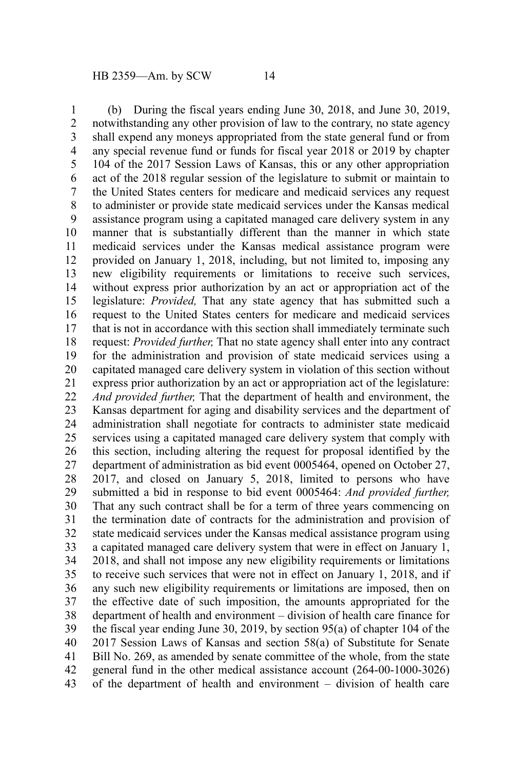(b) During the fiscal years ending June 30, 2018, and June 30, 2019, notwithstanding any other provision of law to the contrary, no state agency shall expend any moneys appropriated from the state general fund or from any special revenue fund or funds for fiscal year 2018 or 2019 by chapter 104 of the 2017 Session Laws of Kansas, this or any other appropriation act of the 2018 regular session of the legislature to submit or maintain to the United States centers for medicare and medicaid services any request to administer or provide state medicaid services under the Kansas medical assistance program using a capitated managed care delivery system in any manner that is substantially different than the manner in which state medicaid services under the Kansas medical assistance program were provided on January 1, 2018, including, but not limited to, imposing any new eligibility requirements or limitations to receive such services, without express prior authorization by an act or appropriation act of the legislature: *Provided,* That any state agency that has submitted such a request to the United States centers for medicare and medicaid services that is not in accordance with this section shall immediately terminate such request: *Provided further,* That no state agency shall enter into any contract for the administration and provision of state medicaid services using a capitated managed care delivery system in violation of this section without express prior authorization by an act or appropriation act of the legislature: *And provided further,* That the department of health and environment, the Kansas department for aging and disability services and the department of administration shall negotiate for contracts to administer state medicaid services using a capitated managed care delivery system that comply with this section, including altering the request for proposal identified by the department of administration as bid event 0005464, opened on October 27, 2017, and closed on January 5, 2018, limited to persons who have submitted a bid in response to bid event 0005464: *And provided further,* That any such contract shall be for a term of three years commencing on the termination date of contracts for the administration and provision of state medicaid services under the Kansas medical assistance program using a capitated managed care delivery system that were in effect on January 1, 2018, and shall not impose any new eligibility requirements or limitations to receive such services that were not in effect on January 1, 2018, and if any such new eligibility requirements or limitations are imposed, then on the effective date of such imposition, the amounts appropriated for the department of health and environment – division of health care finance for the fiscal year ending June 30, 2019, by section 95(a) of chapter 104 of the 2017 Session Laws of Kansas and section 58(a) of Substitute for Senate Bill No. 269, as amended by senate committee of the whole, from the state general fund in the other medical assistance account (264-00-1000-3026) of the department of health and environment – division of health care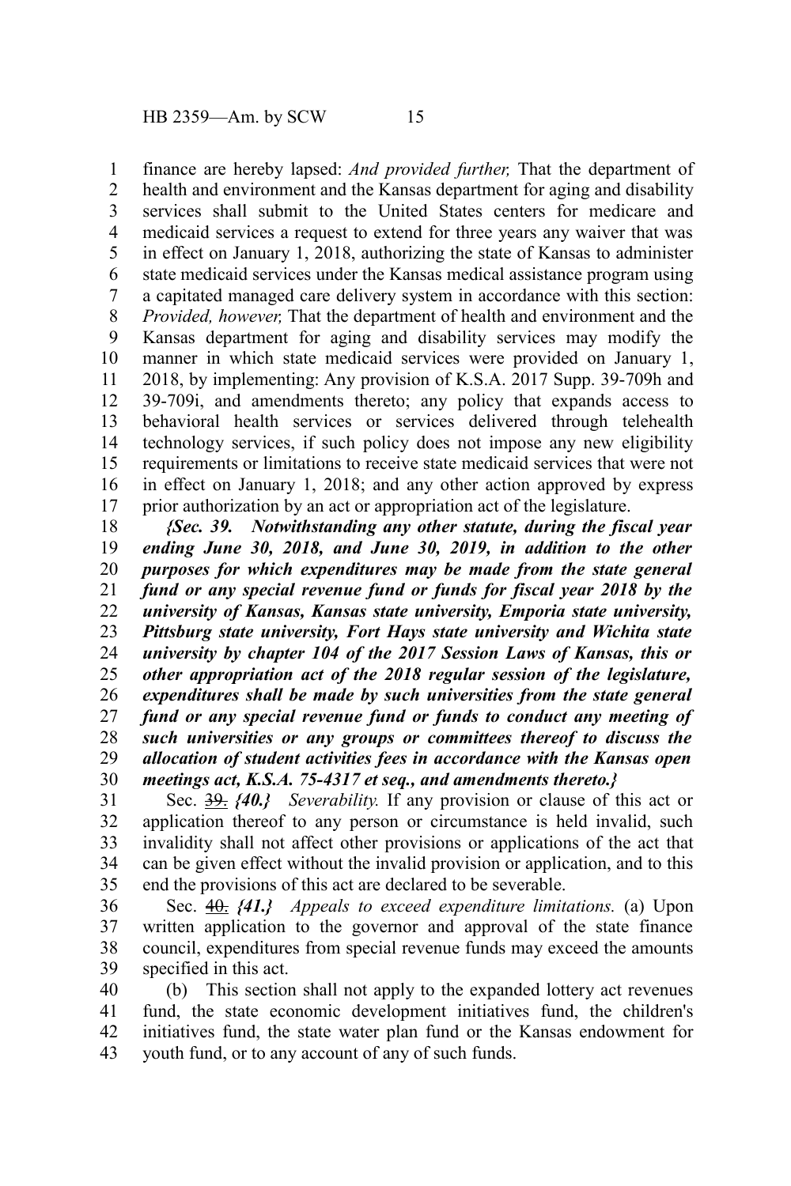finance are hereby lapsed: *And provided further,* That the department of health and environment and the Kansas department for aging and disability services shall submit to the United States centers for medicare and medicaid services a request to extend for three years any waiver that was in effect on January 1, 2018, authorizing the state of Kansas to administer state medicaid services under the Kansas medical assistance program using a capitated managed care delivery system in accordance with this section: *Provided, however,* That the department of health and environment and the Kansas department for aging and disability services may modify the manner in which state medicaid services were provided on January 1, 2018, by implementing: Any provision of K.S.A. 2017 Supp. 39-709h and 39-709i, and amendments thereto; any policy that expands access to behavioral health services or services delivered through telehealth technology services, if such policy does not impose any new eligibility requirements or limitations to receive state medicaid services that were not in effect on January 1, 2018; and any other action approved by express prior authorization by an act or appropriation act of the legislature.

***{Sec. 39. Notwithstanding any other statute, during the fiscal year ending June 30, 2018, and June 30, 2019, in addition to the other purposes for which expenditures may be made from the state general fund or any special revenue fund or funds for fiscal year 2018 by the university of Kansas, Kansas state university, Emporia state university, Pittsburg state university, Fort Hays state university and Wichita state university by chapter 104 of the 2017 Session Laws of Kansas, this or other appropriation act of the 2018 regular session of the legislature, expenditures shall be made by such universities from the state general fund or any special revenue fund or funds to conduct any meeting of such universities or any groups or committees thereof to discuss the allocation of student activities fees in accordance with the Kansas open meetings act, K.S.A. 75-4317 et seq., and amendments thereto.}***

Sec. ~~39.~~ ***{40.}*** *Severability.* If any provision or clause of this act or application thereof to any person or circumstance is held invalid, such invalidity shall not affect other provisions or applications of the act that can be given effect without the invalid provision or application, and to this end the provisions of this act are declared to be severable.

Sec. ~~40.~~ ***{41.}*** *Appeals to exceed expenditure limitations.* (a) Upon written application to the governor and approval of the state finance council, expenditures from special revenue funds may exceed the amounts specified in this act.

(b) This section shall not apply to the expanded lottery act revenues fund, the state economic development initiatives fund, the children's initiatives fund, the state water plan fund or the Kansas endowment for youth fund, or to any account of any of such funds.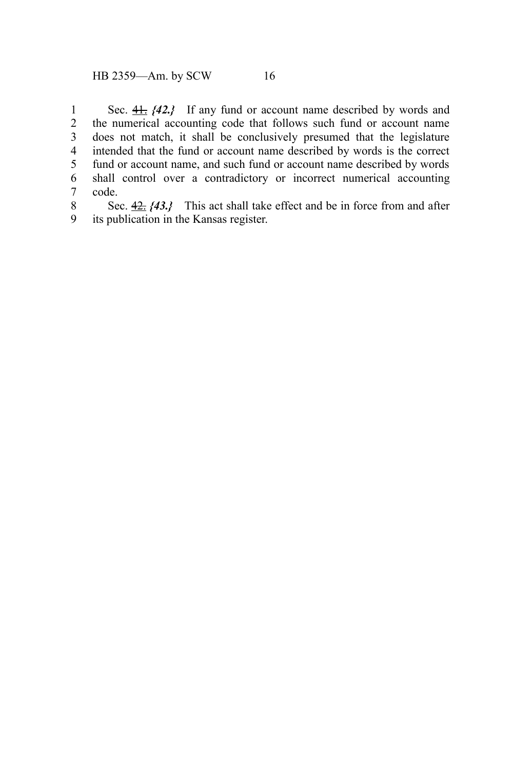Sec. ~~41.~~ ***{42.}*** If any fund or account name described by words and the numerical accounting code that follows such fund or account name does not match, it shall be conclusively presumed that the legislature intended that the fund or account name described by words is the correct fund or account name, and such fund or account name described by words shall control over a contradictory or incorrect numerical accounting code.

Sec. ~~42.~~ ***{43.}*** This act shall take effect and be in force from and after its publication in the Kansas register.